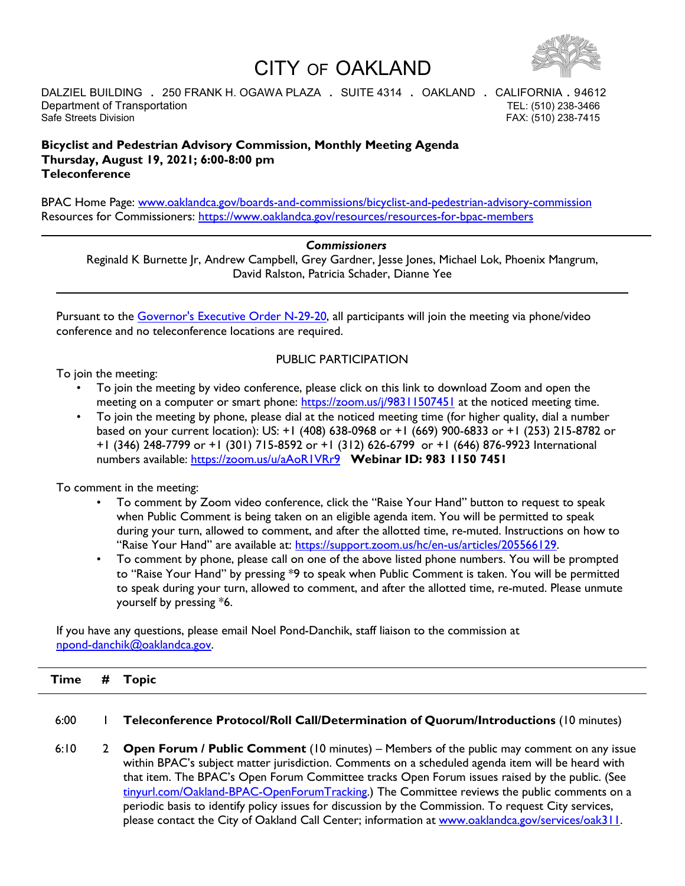# CITY OF OAKLAND

DALZIEL BUILDING . 250 FRANK H. OGAWA PLAZA . SUITE 4314 . OAKLAND . CALIFORNIA . 94612

Department of Transportation — TEL: (510) 238-3466

Safe Streets Division — FAX: (510) 238-7415

**Bicyclist and Pedestrian Advisory Commission, Monthly Meeting Agenda**
**Thursday, August 19, 2021; 6:00-8:00 pm**
**Teleconference**

BPAC Home Page: [www.oaklandca.gov/boards-and-commissions/bicyclist-and-pedestrian-advisory-commission](www.oaklandca.gov/boards-and-commissions/bicyclist-and-pedestrian-advisory-commission)
Resources for Commissioners: [https://www.oaklandca.gov/resources/resources-for-bpac-members](https://www.oaklandca.gov/resources/resources-for-bpac-members)

---

***Commissioners***

Reginald K Burnette Jr, Andrew Campbell, Grey Gardner, Jesse Jones, Michael Lok, Phoenix Mangrum, David Ralston, Patricia Schader, Dianne Yee

---

Pursuant to the Governor's Executive Order N-29-20, all participants will join the meeting via phone/video conference and no teleconference locations are required.

PUBLIC PARTICIPATION

To join the meeting:

- To join the meeting by video conference, please click on this link to download Zoom and open the meeting on a computer or smart phone: [https://zoom.us/j/98311507451](https://zoom.us/j/98311507451) at the noticed meeting time.
- To join the meeting by phone, please dial at the noticed meeting time (for higher quality, dial a number based on your current location): US: +1 (408) 638-0968 or +1 (669) 900-6833 or +1 (253) 215-8782 or +1 (346) 248-7799 or +1 (301) 715-8592 or +1 (312) 626-6799 or +1 (646) 876-9923 International numbers available: [https://zoom.us/u/aAoR1VRr9](https://zoom.us/u/aAoR1VRr9) **Webinar ID: 983 1150 7451**

To comment in the meeting:

- To comment by Zoom video conference, click the "Raise Your Hand" button to request to speak when Public Comment is being taken on an eligible agenda item. You will be permitted to speak during your turn, allowed to comment, and after the allotted time, re-muted. Instructions on how to "Raise Your Hand" are available at: [https://support.zoom.us/hc/en-us/articles/205566129](https://support.zoom.us/hc/en-us/articles/205566129).
- To comment by phone, please call on one of the above listed phone numbers. You will be prompted to "Raise Your Hand" by pressing *9 to speak when Public Comment is taken. You will be permitted to speak during your turn, allowed to comment, and after the allotted time, re-muted. Please unmute yourself by pressing *6.

If you have any questions, please email Noel Pond-Danchik, staff liaison to the commission at [npond-danchik@oaklandca.gov](mailto:npond-danchik@oaklandca.gov).

| Time | # | Topic |
|---|---|---|
| 6:00 | 1 | **Teleconference Protocol/Roll Call/Determination of Quorum/Introductions** (10 minutes) |
| 6:10 | 2 | **Open Forum / Public Comment** (10 minutes) – Members of the public may comment on any issue within BPAC's subject matter jurisdiction. Comments on a scheduled agenda item will be heard with that item. The BPAC's Open Forum Committee tracks Open Forum issues raised by the public. (See [tinyurl.com/Oakland-BPAC-OpenForumTracking](tinyurl.com/Oakland-BPAC-OpenForumTracking).) The Committee reviews the public comments on a periodic basis to identify policy issues for discussion by the Commission. To request City services, please contact the City of Oakland Call Center; information at [www.oaklandca.gov/services/oak311](www.oaklandca.gov/services/oak311). |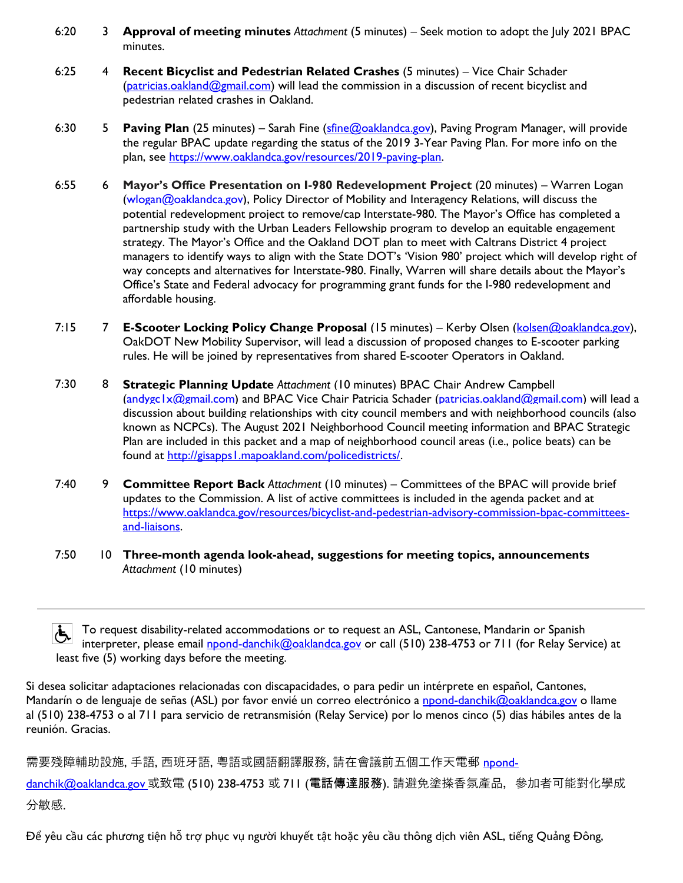6:20 3 **Approval of meeting minutes** *Attachment* (5 minutes) – Seek motion to adopt the July 2021 BPAC minutes.

6:25 4 **Recent Bicyclist and Pedestrian Related Crashes** (5 minutes) – Vice Chair Schader (patricias.oakland@gmail.com) will lead the commission in a discussion of recent bicyclist and pedestrian related crashes in Oakland.

6:30 5 **Paving Plan** (25 minutes) – Sarah Fine (sfine@oaklandca.gov), Paving Program Manager, will provide the regular BPAC update regarding the status of the 2019 3-Year Paving Plan. For more info on the plan, see https://www.oaklandca.gov/resources/2019-paving-plan.

6:55 6 **Mayor's Office Presentation on I-980 Redevelopment Project** (20 minutes) – Warren Logan (wlogan@oaklandca.gov), Policy Director of Mobility and Interagency Relations, will discuss the potential redevelopment project to remove/cap Interstate-980. The Mayor's Office has completed a partnership study with the Urban Leaders Fellowship program to develop an equitable engagement strategy. The Mayor's Office and the Oakland DOT plan to meet with Caltrans District 4 project managers to identify ways to align with the State DOT's 'Vision 980' project which will develop right of way concepts and alternatives for Interstate-980. Finally, Warren will share details about the Mayor's Office's State and Federal advocacy for programming grant funds for the I-980 redevelopment and affordable housing.

7:15 7 **E-Scooter Locking Policy Change Proposal** (15 minutes) – Kerby Olsen (kolsen@oaklandca.gov), OakDOT New Mobility Supervisor, will lead a discussion of proposed changes to E-scooter parking rules. He will be joined by representatives from shared E-scooter Operators in Oakland.

7:30 8 **Strategic Planning Update** *Attachment* (10 minutes) BPAC Chair Andrew Campbell (andygc1x@gmail.com) and BPAC Vice Chair Patricia Schader (patricias.oakland@gmail.com) will lead a discussion about building relationships with city council members and with neighborhood councils (also known as NCPCs). The August 2021 Neighborhood Council meeting information and BPAC Strategic Plan are included in this packet and a map of neighborhood council areas (i.e., police beats) can be found at http://gisapps1.mapoakland.com/policedistricts/.

7:40 9 **Committee Report Back** *Attachment* (10 minutes) – Committees of the BPAC will provide brief updates to the Commission. A list of active committees is included in the agenda packet and at https://www.oaklandca.gov/resources/bicyclist-and-pedestrian-advisory-commission-bpac-committees-and-liaisons.

7:50 10 **Three-month agenda look-ahead, suggestions for meeting topics, announcements** *Attachment* (10 minutes)

---

To request disability-related accommodations or to request an ASL, Cantonese, Mandarin or Spanish interpreter, please email npond-danchik@oaklandca.gov or call (510) 238-4753 or 711 (for Relay Service) at least five (5) working days before the meeting.

Si desea solicitar adaptaciones relacionadas con discapacidades, o para pedir un intérprete en español, Cantones, Mandarín o de lenguaje de señas (ASL) por favor envié un correo electrónico a npond-danchik@oaklandca.gov o llame al (510) 238-4753 o al 711 para servicio de retransmisión (Relay Service) por lo menos cinco (5) dias hábiles antes de la reunión. Gracias.

需要殘障輔助設施, 手語, 西班牙語, 粵語或國語翻譯服務, 請在會議前五個工作天電郵 npond-danchik@oaklandca.gov 或致電 (510) 238-4753 或 711 (**電話傳達服務**). 請避免塗搽香氛產品，參加者可能對化學成分敏感.

Để yêu cầu các phương tiện hỗ trợ phục vụ người khuyết tật hoặc yêu cầu thông dịch viên ASL, tiếng Quảng Đông,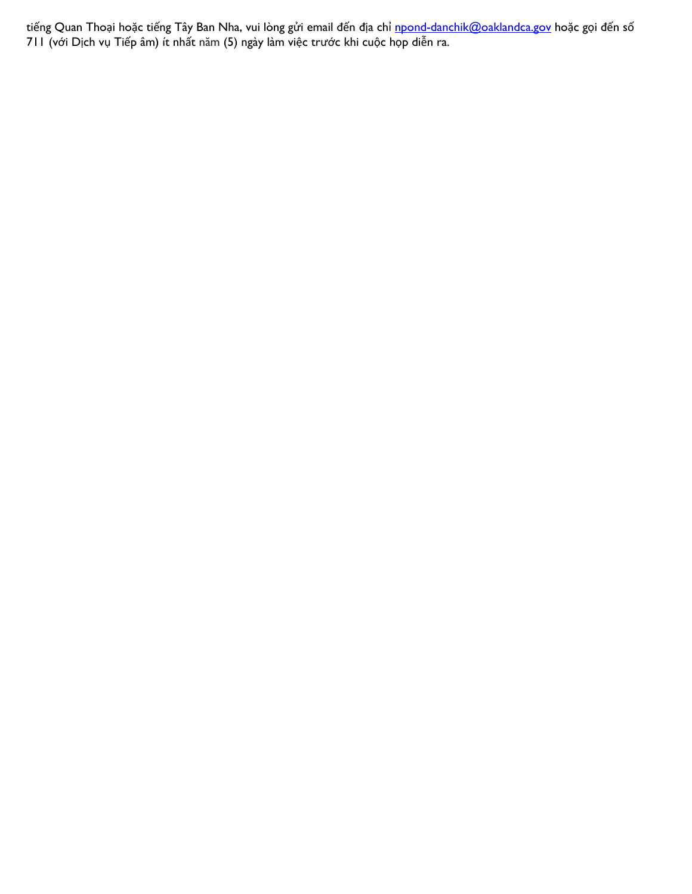tiếng Quan Thoại hoặc tiếng Tây Ban Nha, vui lòng gửi email đến địa chỉ [npond-danchik@oaklandca.gov](mailto:npond-danchik@oaklandca.gov) hoặc gọi đến số 711 (với Dịch vụ Tiếp âm) ít nhất năm (5) ngày làm việc trước khi cuộc họp diễn ra.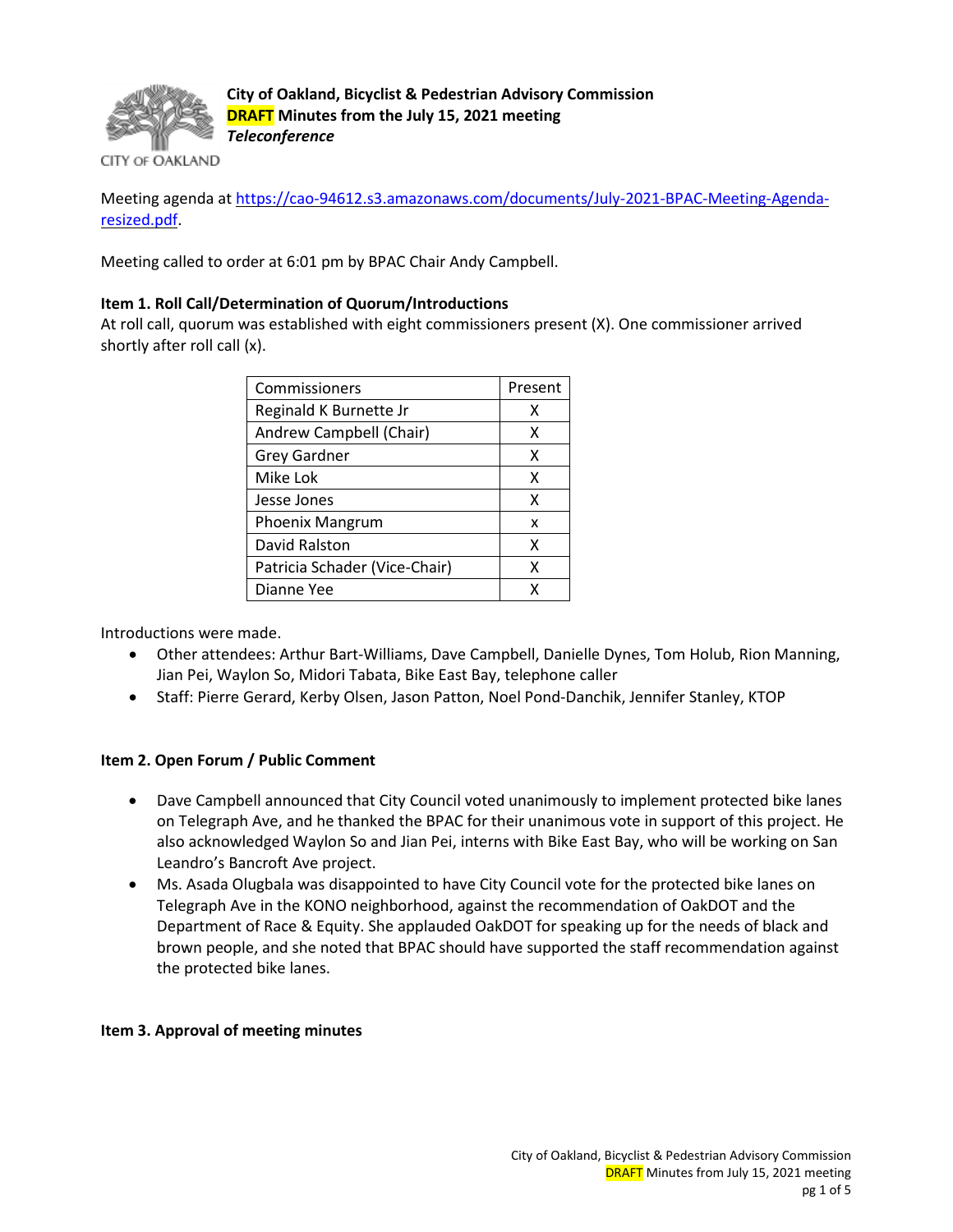**City of Oakland, Bicyclist & Pedestrian Advisory Commission**
**DRAFT Minutes from the July 15, 2021 meeting**
***Teleconference***

Meeting agenda at [https://cao-94612.s3.amazonaws.com/documents/July-2021-BPAC-Meeting-Agenda-resized.pdf](https://cao-94612.s3.amazonaws.com/documents/July-2021-BPAC-Meeting-Agenda-resized.pdf).

Meeting called to order at 6:01 pm by BPAC Chair Andy Campbell.

**Item 1. Roll Call/Determination of Quorum/Introductions**

At roll call, quorum was established with eight commissioners present (X). One commissioner arrived shortly after roll call (x).

| Commissioners | Present |
|---|---|
| Reginald K Burnette Jr | X |
| Andrew Campbell (Chair) | X |
| Grey Gardner | X |
| Mike Lok | X |
| Jesse Jones | X |
| Phoenix Mangrum | x |
| David Ralston | X |
| Patricia Schader (Vice-Chair) | X |
| Dianne Yee | X |

Introductions were made.

- Other attendees: Arthur Bart-Williams, Dave Campbell, Danielle Dynes, Tom Holub, Rion Manning, Jian Pei, Waylon So, Midori Tabata, Bike East Bay, telephone caller
- Staff: Pierre Gerard, Kerby Olsen, Jason Patton, Noel Pond-Danchik, Jennifer Stanley, KTOP

**Item 2. Open Forum / Public Comment**

- Dave Campbell announced that City Council voted unanimously to implement protected bike lanes on Telegraph Ave, and he thanked the BPAC for their unanimous vote in support of this project. He also acknowledged Waylon So and Jian Pei, interns with Bike East Bay, who will be working on San Leandro's Bancroft Ave project.
- Ms. Asada Olugbala was disappointed to have City Council vote for the protected bike lanes on Telegraph Ave in the KONO neighborhood, against the recommendation of OakDOT and the Department of Race & Equity. She applauded OakDOT for speaking up for the needs of black and brown people, and she noted that BPAC should have supported the staff recommendation against the protected bike lanes.

**Item 3. Approval of meeting minutes**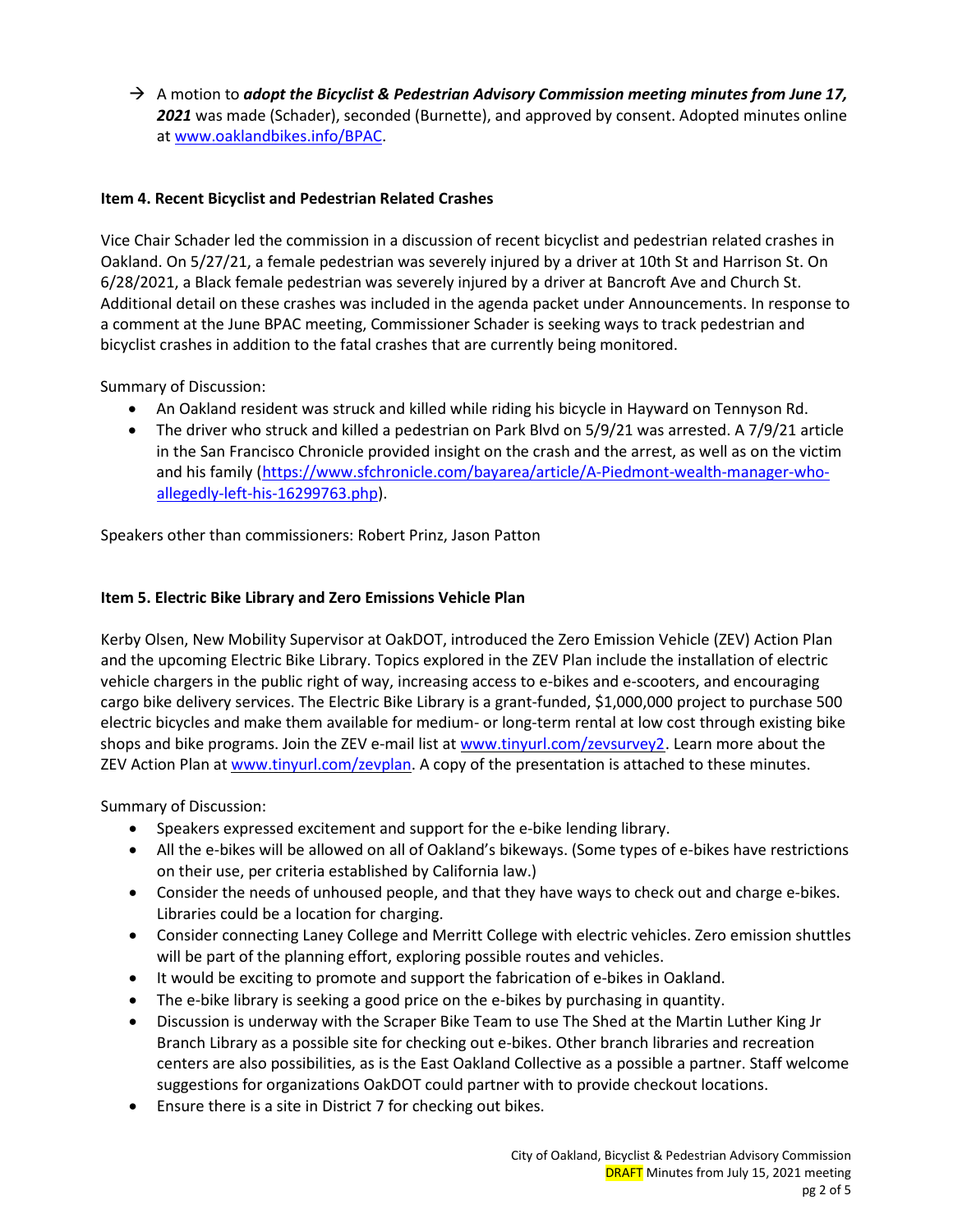→ A motion to ***adopt the Bicyclist & Pedestrian Advisory Commission meeting minutes from June 17, 2021*** was made (Schader), seconded (Burnette), and approved by consent. Adopted minutes online at [www.oaklandbikes.info/BPAC](http://www.oaklandbikes.info/BPAC).

**Item 4. Recent Bicyclist and Pedestrian Related Crashes**

Vice Chair Schader led the commission in a discussion of recent bicyclist and pedestrian related crashes in Oakland. On 5/27/21, a female pedestrian was severely injured by a driver at 10th St and Harrison St. On 6/28/2021, a Black female pedestrian was severely injured by a driver at Bancroft Ave and Church St. Additional detail on these crashes was included in the agenda packet under Announcements. In response to a comment at the June BPAC meeting, Commissioner Schader is seeking ways to track pedestrian and bicyclist crashes in addition to the fatal crashes that are currently being monitored.

Summary of Discussion:

- An Oakland resident was struck and killed while riding his bicycle in Hayward on Tennyson Rd.
- The driver who struck and killed a pedestrian on Park Blvd on 5/9/21 was arrested. A 7/9/21 article in the San Francisco Chronicle provided insight on the crash and the arrest, as well as on the victim and his family ([https://www.sfchronicle.com/bayarea/article/A-Piedmont-wealth-manager-who-allegedly-left-his-16299763.php](https://www.sfchronicle.com/bayarea/article/A-Piedmont-wealth-manager-who-allegedly-left-his-16299763.php)).

Speakers other than commissioners: Robert Prinz, Jason Patton

**Item 5. Electric Bike Library and Zero Emissions Vehicle Plan**

Kerby Olsen, New Mobility Supervisor at OakDOT, introduced the Zero Emission Vehicle (ZEV) Action Plan and the upcoming Electric Bike Library. Topics explored in the ZEV Plan include the installation of electric vehicle chargers in the public right of way, increasing access to e-bikes and e-scooters, and encouraging cargo bike delivery services. The Electric Bike Library is a grant-funded, $1,000,000 project to purchase 500 electric bicycles and make them available for medium- or long-term rental at low cost through existing bike shops and bike programs. Join the ZEV e-mail list at [www.tinyurl.com/zevsurvey2](http://www.tinyurl.com/zevsurvey2). Learn more about the ZEV Action Plan at [www.tinyurl.com/zevplan](http://www.tinyurl.com/zevplan). A copy of the presentation is attached to these minutes.

Summary of Discussion:

- Speakers expressed excitement and support for the e-bike lending library.
- All the e-bikes will be allowed on all of Oakland's bikeways. (Some types of e-bikes have restrictions on their use, per criteria established by California law.)
- Consider the needs of unhoused people, and that they have ways to check out and charge e-bikes. Libraries could be a location for charging.
- Consider connecting Laney College and Merritt College with electric vehicles. Zero emission shuttles will be part of the planning effort, exploring possible routes and vehicles.
- It would be exciting to promote and support the fabrication of e-bikes in Oakland.
- The e-bike library is seeking a good price on the e-bikes by purchasing in quantity.
- Discussion is underway with the Scraper Bike Team to use The Shed at the Martin Luther King Jr Branch Library as a possible site for checking out e-bikes. Other branch libraries and recreation centers are also possibilities, as is the East Oakland Collective as a possible a partner. Staff welcome suggestions for organizations OakDOT could partner with to provide checkout locations.
- Ensure there is a site in District 7 for checking out bikes.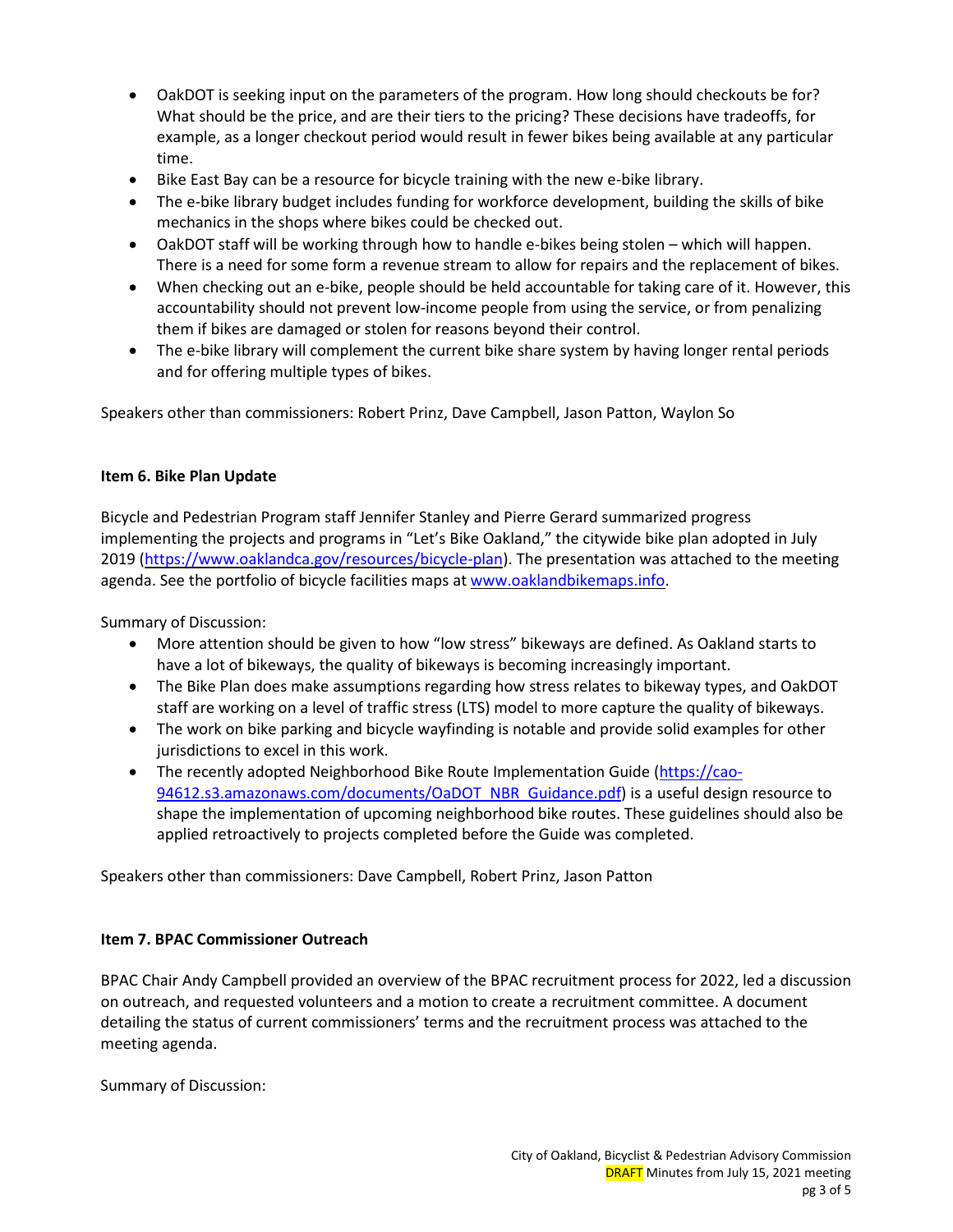- OakDOT is seeking input on the parameters of the program. How long should checkouts be for? What should be the price, and are their tiers to the pricing? These decisions have tradeoffs, for example, as a longer checkout period would result in fewer bikes being available at any particular time.
- Bike East Bay can be a resource for bicycle training with the new e-bike library.
- The e-bike library budget includes funding for workforce development, building the skills of bike mechanics in the shops where bikes could be checked out.
- OakDOT staff will be working through how to handle e-bikes being stolen – which will happen. There is a need for some form a revenue stream to allow for repairs and the replacement of bikes.
- When checking out an e-bike, people should be held accountable for taking care of it. However, this accountability should not prevent low-income people from using the service, or from penalizing them if bikes are damaged or stolen for reasons beyond their control.
- The e-bike library will complement the current bike share system by having longer rental periods and for offering multiple types of bikes.

Speakers other than commissioners: Robert Prinz, Dave Campbell, Jason Patton, Waylon So

**Item 6. Bike Plan Update**

Bicycle and Pedestrian Program staff Jennifer Stanley and Pierre Gerard summarized progress implementing the projects and programs in "Let's Bike Oakland," the citywide bike plan adopted in July 2019 (https://www.oaklandca.gov/resources/bicycle-plan). The presentation was attached to the meeting agenda. See the portfolio of bicycle facilities maps at www.oaklandbikemaps.info.

Summary of Discussion:

- More attention should be given to how "low stress" bikeways are defined. As Oakland starts to have a lot of bikeways, the quality of bikeways is becoming increasingly important.
- The Bike Plan does make assumptions regarding how stress relates to bikeway types, and OakDOT staff are working on a level of traffic stress (LTS) model to more capture the quality of bikeways.
- The work on bike parking and bicycle wayfinding is notable and provide solid examples for other jurisdictions to excel in this work.
- The recently adopted Neighborhood Bike Route Implementation Guide (https://cao-94612.s3.amazonaws.com/documents/OaDOT_NBR_Guidance.pdf) is a useful design resource to shape the implementation of upcoming neighborhood bike routes. These guidelines should also be applied retroactively to projects completed before the Guide was completed.

Speakers other than commissioners: Dave Campbell, Robert Prinz, Jason Patton

**Item 7. BPAC Commissioner Outreach**

BPAC Chair Andy Campbell provided an overview of the BPAC recruitment process for 2022, led a discussion on outreach, and requested volunteers and a motion to create a recruitment committee. A document detailing the status of current commissioners' terms and the recruitment process was attached to the meeting agenda.

Summary of Discussion: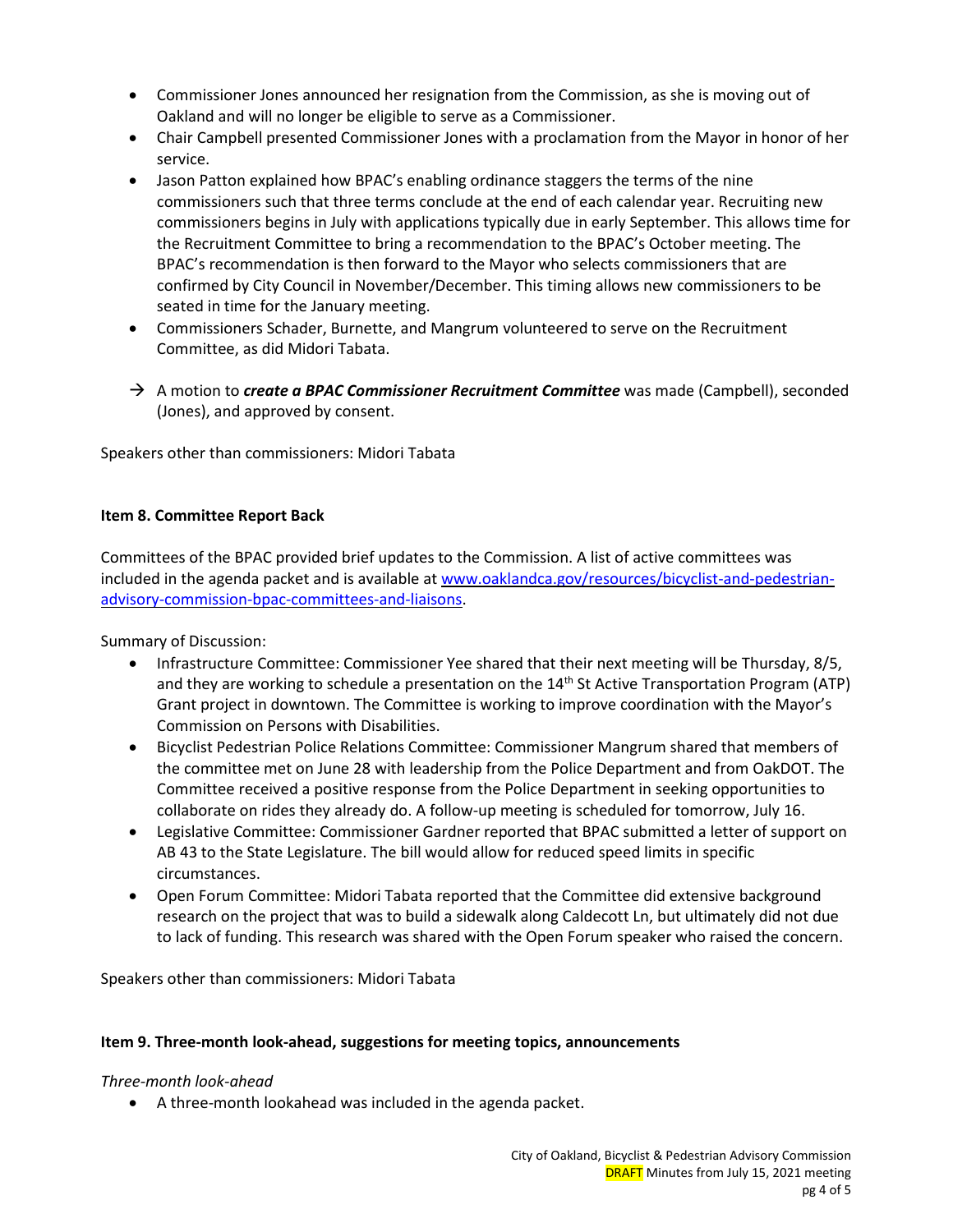- Commissioner Jones announced her resignation from the Commission, as she is moving out of Oakland and will no longer be eligible to serve as a Commissioner.
- Chair Campbell presented Commissioner Jones with a proclamation from the Mayor in honor of her service.
- Jason Patton explained how BPAC's enabling ordinance staggers the terms of the nine commissioners such that three terms conclude at the end of each calendar year. Recruiting new commissioners begins in July with applications typically due in early September. This allows time for the Recruitment Committee to bring a recommendation to the BPAC's October meeting. The BPAC's recommendation is then forward to the Mayor who selects commissioners that are confirmed by City Council in November/December. This timing allows new commissioners to be seated in time for the January meeting.
- Commissioners Schader, Burnette, and Mangrum volunteered to serve on the Recruitment Committee, as did Midori Tabata.

→ A motion to ***create a BPAC Commissioner Recruitment Committee*** was made (Campbell), seconded (Jones), and approved by consent.

Speakers other than commissioners: Midori Tabata

**Item 8. Committee Report Back**

Committees of the BPAC provided brief updates to the Commission. A list of active committees was included in the agenda packet and is available at [www.oaklandca.gov/resources/bicyclist-and-pedestrian-advisory-commission-bpac-committees-and-liaisons](www.oaklandca.gov/resources/bicyclist-and-pedestrian-advisory-commission-bpac-committees-and-liaisons).

Summary of Discussion:

- Infrastructure Committee: Commissioner Yee shared that their next meeting will be Thursday, 8/5, and they are working to schedule a presentation on the 14th St Active Transportation Program (ATP) Grant project in downtown. The Committee is working to improve coordination with the Mayor's Commission on Persons with Disabilities.
- Bicyclist Pedestrian Police Relations Committee: Commissioner Mangrum shared that members of the committee met on June 28 with leadership from the Police Department and from OakDOT. The Committee received a positive response from the Police Department in seeking opportunities to collaborate on rides they already do. A follow-up meeting is scheduled for tomorrow, July 16.
- Legislative Committee: Commissioner Gardner reported that BPAC submitted a letter of support on AB 43 to the State Legislature. The bill would allow for reduced speed limits in specific circumstances.
- Open Forum Committee: Midori Tabata reported that the Committee did extensive background research on the project that was to build a sidewalk along Caldecott Ln, but ultimately did not due to lack of funding. This research was shared with the Open Forum speaker who raised the concern.

Speakers other than commissioners: Midori Tabata

**Item 9. Three-month look-ahead, suggestions for meeting topics, announcements**

*Three-month look-ahead*

- A three-month lookahead was included in the agenda packet.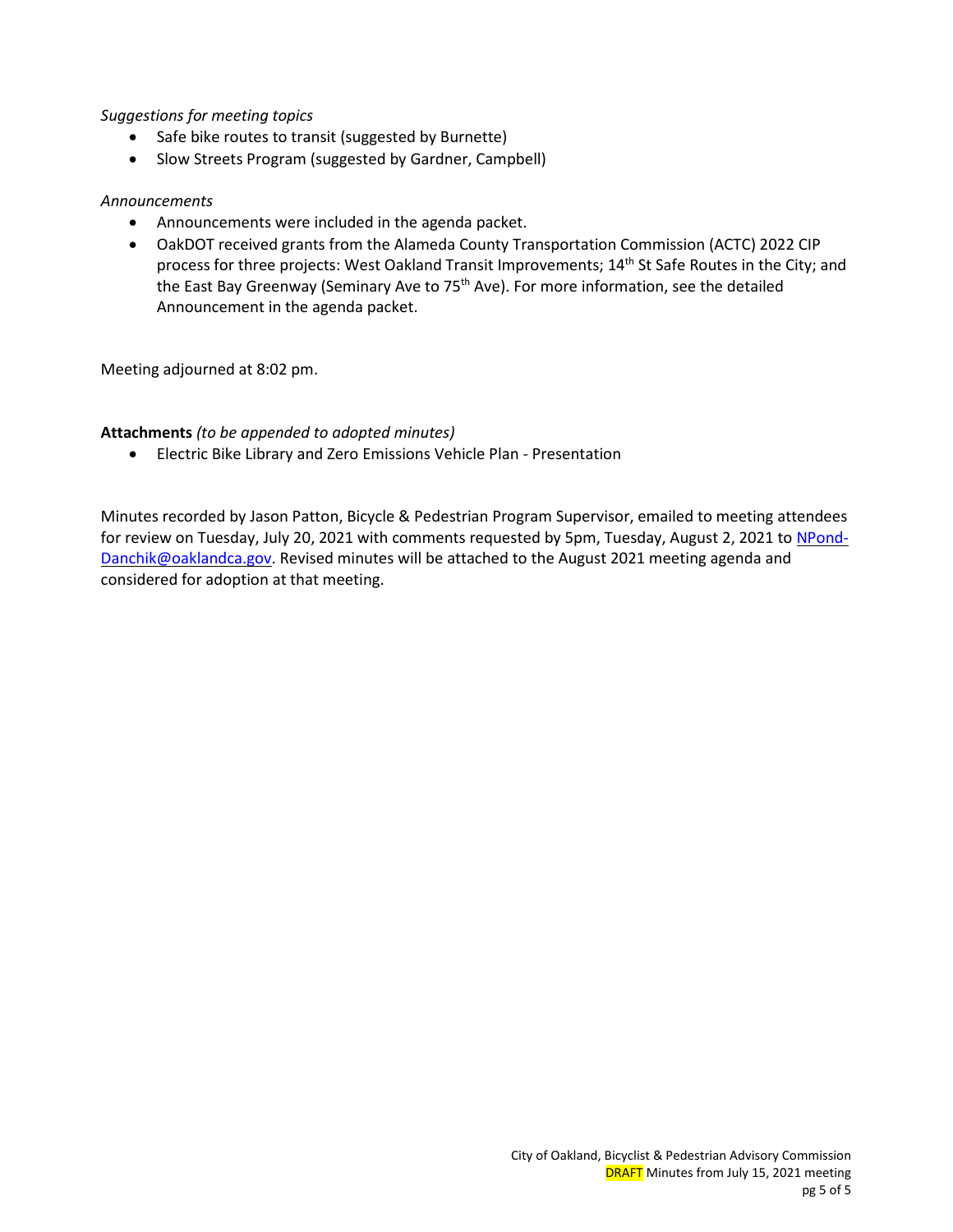*Suggestions for meeting topics*

- Safe bike routes to transit (suggested by Burnette)
- Slow Streets Program (suggested by Gardner, Campbell)

*Announcements*

- Announcements were included in the agenda packet.
- OakDOT received grants from the Alameda County Transportation Commission (ACTC) 2022 CIP process for three projects: West Oakland Transit Improvements; 14th St Safe Routes in the City; and the East Bay Greenway (Seminary Ave to 75th Ave). For more information, see the detailed Announcement in the agenda packet.

Meeting adjourned at 8:02 pm.

**Attachments** *(to be appended to adopted minutes)*

- Electric Bike Library and Zero Emissions Vehicle Plan - Presentation

Minutes recorded by Jason Patton, Bicycle & Pedestrian Program Supervisor, emailed to meeting attendees for review on Tuesday, July 20, 2021 with comments requested by 5pm, Tuesday, August 2, 2021 to NPond-Danchik@oaklandca.gov. Revised minutes will be attached to the August 2021 meeting agenda and considered for adoption at that meeting.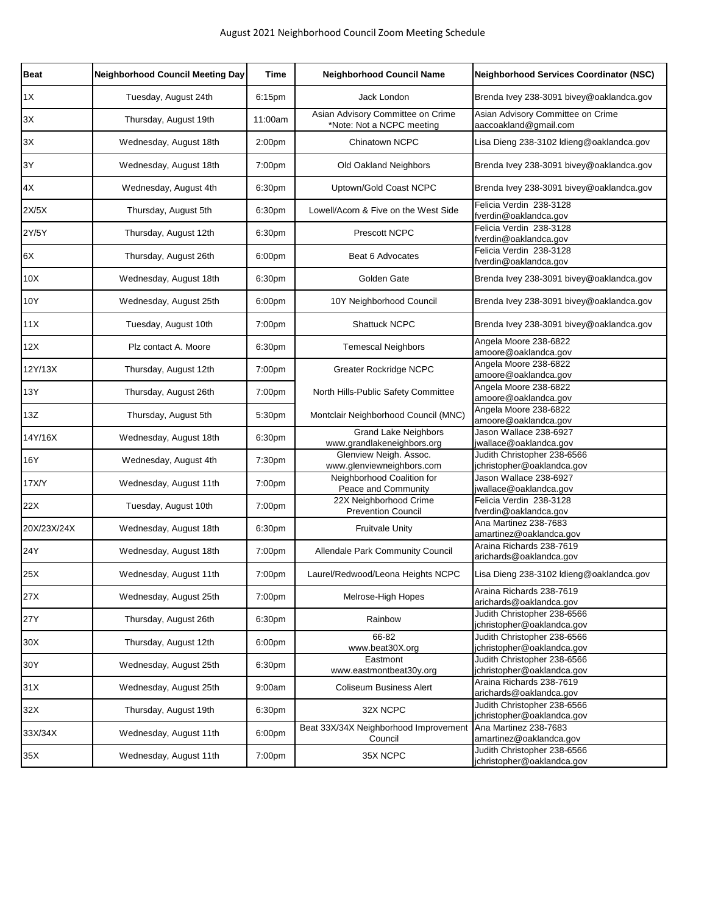# August 2021 Neighborhood Council Zoom Meeting Schedule

| Beat | Neighborhood Council Meeting Day | Time | Neighborhood Council Name | Neighborhood Services Coordinator (NSC) |
|---|---|---|---|---|
| 1X | Tuesday, August 24th | 6:15pm | Jack London | Brenda Ivey 238-3091 bivey@oaklandca.gov |
| 3X | Thursday, August 19th | 11:00am | Asian Advisory Committee on Crime *Note: Not a NCPC meeting | Asian Advisory Committee on Crime aaccoakland@gmail.com |
| 3X | Wednesday, August 18th | 2:00pm | Chinatown NCPC | Lisa Dieng 238-3102 ldieng@oaklandca.gov |
| 3Y | Wednesday, August 18th | 7:00pm | Old Oakland Neighbors | Brenda Ivey 238-3091 bivey@oaklandca.gov |
| 4X | Wednesday, August 4th | 6:30pm | Uptown/Gold Coast NCPC | Brenda Ivey 238-3091 bivey@oaklandca.gov |
| 2X/5X | Thursday, August 5th | 6:30pm | Lowell/Acorn & Five on the West Side | Felicia Verdin 238-3128 fverdin@oaklandca.gov |
| 2Y/5Y | Thursday, August 12th | 6:30pm | Prescott NCPC | Felicia Verdin 238-3128 fverdin@oaklandca.gov |
| 6X | Thursday, August 26th | 6:00pm | Beat 6 Advocates | Felicia Verdin 238-3128 fverdin@oaklandca.gov |
| 10X | Wednesday, August 18th | 6:30pm | Golden Gate | Brenda Ivey 238-3091 bivey@oaklandca.gov |
| 10Y | Wednesday, August 25th | 6:00pm | 10Y Neighborhood Council | Brenda Ivey 238-3091 bivey@oaklandca.gov |
| 11X | Tuesday, August 10th | 7:00pm | Shattuck NCPC | Brenda Ivey 238-3091 bivey@oaklandca.gov |
| 12X | Plz contact A. Moore | 6:30pm | Temescal Neighbors | Angela Moore 238-6822 amoore@oaklandca.gov |
| 12Y/13X | Thursday, August 12th | 7:00pm | Greater Rockridge NCPC | Angela Moore 238-6822 amoore@oaklandca.gov |
| 13Y | Thursday, August 26th | 7:00pm | North Hills-Public Safety Committee | Angela Moore 238-6822 amoore@oaklandca.gov |
| 13Z | Thursday, August 5th | 5:30pm | Montclair Neighborhood Council (MNC) | Angela Moore 238-6822 amoore@oaklandca.gov |
| 14Y/16X | Wednesday, August 18th | 6:30pm | Grand Lake Neighbors www.grandlakeneighbors.org | Jason Wallace 238-6927 jwallace@oaklandca.gov |
| 16Y | Wednesday, August 4th | 7:30pm | Glenview Neigh. Assoc. www.glenviewneighbors.com | Judith Christopher 238-6566 jchristopher@oaklandca.gov |
| 17X/Y | Wednesday, August 11th | 7:00pm | Neighborhood Coalition for Peace and Community | Jason Wallace 238-6927 jwallace@oaklandca.gov |
| 22X | Tuesday, August 10th | 7:00pm | 22X Neighborhood Crime Prevention Council | Felicia Verdin 238-3128 fverdin@oaklandca.gov |
| 20X/23X/24X | Wednesday, August 18th | 6:30pm | Fruitvale Unity | Ana Martinez 238-7683 amartinez@oaklandca.gov |
| 24Y | Wednesday, August 18th | 7:00pm | Allendale Park Community Council | Araina Richards 238-7619 arichards@oaklandca.gov |
| 25X | Wednesday, August 11th | 7:00pm | Laurel/Redwood/Leona Heights NCPC | Lisa Dieng 238-3102 ldieng@oaklandca.gov |
| 27X | Wednesday, August 25th | 7:00pm | Melrose-High Hopes | Araina Richards 238-7619 arichards@oaklandca.gov |
| 27Y | Thursday, August 26th | 6:30pm | Rainbow | Judith Christopher 238-6566 jchristopher@oaklandca.gov |
| 30X | Thursday, August 12th | 6:00pm | 66-82 www.beat30X.org | Judith Christopher 238-6566 jchristopher@oaklandca.gov |
| 30Y | Wednesday, August 25th | 6:30pm | Eastmont www.eastmontbeat30y.org | Judith Christopher 238-6566 jchristopher@oaklandca.gov |
| 31X | Wednesday, August 25th | 9:00am | Coliseum Business Alert | Araina Richards 238-7619 arichards@oaklandca.gov |
| 32X | Thursday, August 19th | 6:30pm | 32X NCPC | Judith Christopher 238-6566 jchristopher@oaklandca.gov |
| 33X/34X | Wednesday, August 11th | 6:00pm | Beat 33X/34X Neighborhood Improvement Council | Ana Martinez 238-7683 amartinez@oaklandca.gov |
| 35X | Wednesday, August 11th | 7:00pm | 35X NCPC | Judith Christopher 238-6566 jchristopher@oaklandca.gov |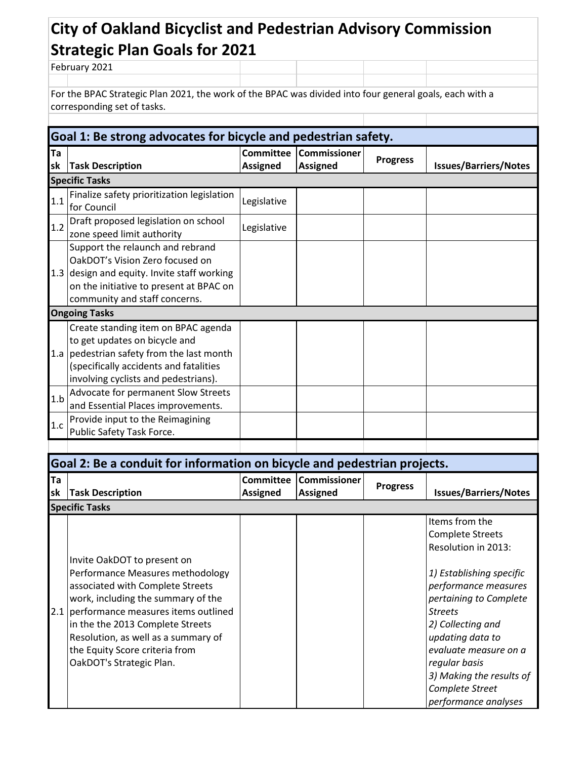# City of Oakland Bicyclist and Pedestrian Advisory Commission Strategic Plan Goals for 2021

February 2021

For the BPAC Strategic Plan 2021, the work of the BPAC was divided into four general goals, each with a corresponding set of tasks.

## Goal 1: Be strong advocates for bicycle and pedestrian safety.

| Task | Task Description | Committee Assigned | Commissioner Assigned | Progress | Issues/Barriers/Notes |
|---|---|---|---|---|---|
| **Specific Tasks** | | | | | |
| 1.1 | Finalize safety prioritization legislation for Council | Legislative | | | |
| 1.2 | Draft proposed legislation on school zone speed limit authority | Legislative | | | |
| 1.3 | Support the relaunch and rebrand OakDOT's Vision Zero focused on design and equity. Invite staff working on the initiative to present at BPAC on community and staff concerns. | | | | |
| **Ongoing Tasks** | | | | | |
| 1.a | Create standing item on BPAC agenda to get updates on bicycle and pedestrian safety from the last month (specifically accidents and fatalities involving cyclists and pedestrians). | | | | |
| 1.b | Advocate for permanent Slow Streets and Essential Places improvements. | | | | |
| 1.c | Provide input to the Reimagining Public Safety Task Force. | | | | |

## Goal 2: Be a conduit for information on bicycle and pedestrian projects.

| Task | Task Description | Committee Assigned | Commissioner Assigned | Progress | Issues/Barriers/Notes |
|---|---|---|---|---|---|
| **Specific Tasks** | | | | | |
| 2.1 | Invite OakDOT to present on Performance Measures methodology associated with Complete Streets work, including the summary of the performance measures items outlined in the the 2013 Complete Streets Resolution, as well as a summary of the Equity Score criteria from OakDOT's Strategic Plan. | | | | Items from the Complete Streets Resolution in 2013: *1) Establishing specific performance measures pertaining to Complete Streets* *2) Collecting and updating data to evaluate measure on a regular basis* *3) Making the results of Complete Street performance analyses* |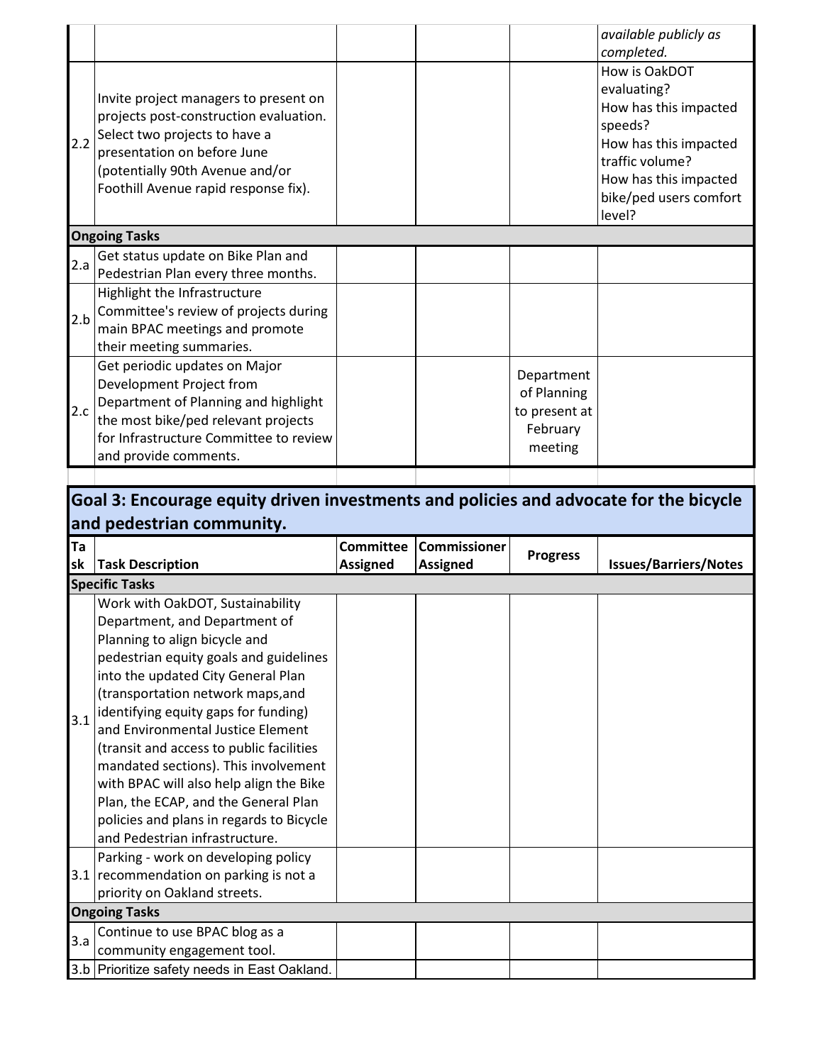| | | | | | |
|---|---|---|---|---|---|
| | | | | | *available publicly as completed.* |
| 2.2 | Invite project managers to present on projects post-construction evaluation. Select two projects to have a presentation on before June (potentially 90th Avenue and/or Foothill Avenue rapid response fix). | | | | How is OakDOT evaluating? How has this impacted speeds? How has this impacted traffic volume? How has this impacted bike/ped users comfort level? |
| **Ongoing Tasks** | | | | | |
| 2.a | Get status update on Bike Plan and Pedestrian Plan every three months. | | | | |
| 2.b | Highlight the Infrastructure Committee's review of projects during main BPAC meetings and promote their meeting summaries. | | | | |
| 2.c | Get periodic updates on Major Development Project from Department of Planning and highlight the most bike/ped relevant projects for Infrastructure Committee to review and provide comments. | | | Department of Planning to present at February meeting | |

## Goal 3: Encourage equity driven investments and policies and advocate for the bicycle and pedestrian community.

| Task | Task Description | Committee Assigned | Commissioner Assigned | Progress | Issues/Barriers/Notes |
|---|---|---|---|---|---|
| **Specific Tasks** | | | | | |
| 3.1 | Work with OakDOT, Sustainability Department, and Department of Planning to align bicycle and pedestrian equity goals and guidelines into the updated City General Plan (transportation network maps,and identifying equity gaps for funding) and Environmental Justice Element (transit and access to public facilities mandated sections). This involvement with BPAC will also help align the Bike Plan, the ECAP, and the General Plan policies and plans in regards to Bicycle and Pedestrian infrastructure. | | | | |
| 3.1 | Parking - work on developing policy recommendation on parking is not a priority on Oakland streets. | | | | |
| **Ongoing Tasks** | | | | | |
| 3.a | Continue to use BPAC blog as a community engagement tool. | | | | |
| 3.b | Prioritize safety needs in East Oakland. | | | | |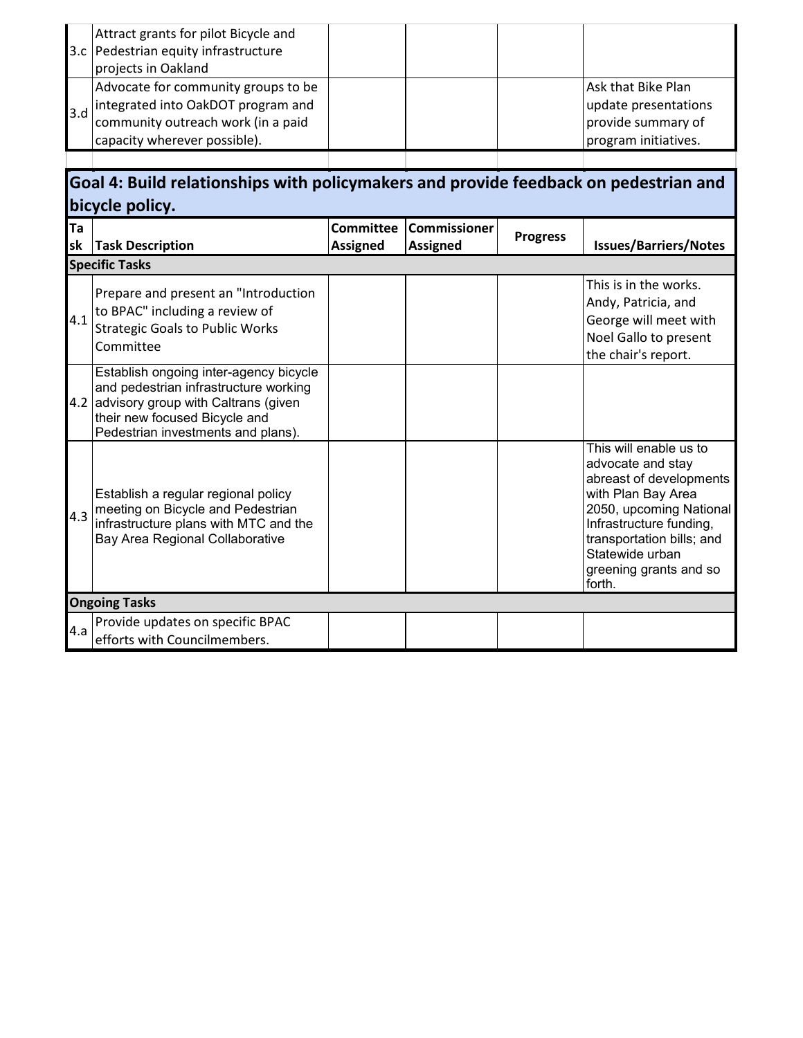| Task | Task Description | Committee Assigned | Commissioner Assigned | Progress | Issues/Barriers/Notes |
|---|---|---|---|---|---|
| 3.c | Attract grants for pilot Bicycle and Pedestrian equity infrastructure projects in Oakland | | | | |
| 3.d | Advocate for community groups to be integrated into OakDOT program and community outreach work (in a paid capacity wherever possible). | | | | Ask that Bike Plan update presentations provide summary of program initiatives. |

## Goal 4: Build relationships with policymakers and provide feedback on pedestrian and bicycle policy.

| Task | Task Description | Committee Assigned | Commissioner Assigned | Progress | Issues/Barriers/Notes |
|---|---|---|---|---|---|
| **Specific Tasks** | | | | | |
| 4.1 | Prepare and present an "Introduction to BPAC" including a review of Strategic Goals to Public Works Committee | | | | This is in the works. Andy, Patricia, and George will meet with Noel Gallo to present the chair's report. |
| 4.2 | Establish ongoing inter-agency bicycle and pedestrian infrastructure working advisory group with Caltrans (given their new focused Bicycle and Pedestrian investments and plans). | | | | |
| 4.3 | Establish a regular regional policy meeting on Bicycle and Pedestrian infrastructure plans with MTC and the Bay Area Regional Collaborative | | | | This will enable us to advocate and stay abreast of developments with Plan Bay Area 2050, upcoming National Infrastructure funding, transportation bills; and Statewide urban greening grants and so forth. |
| **Ongoing Tasks** | | | | | |
| 4.a | Provide updates on specific BPAC efforts with Councilmembers. | | | | |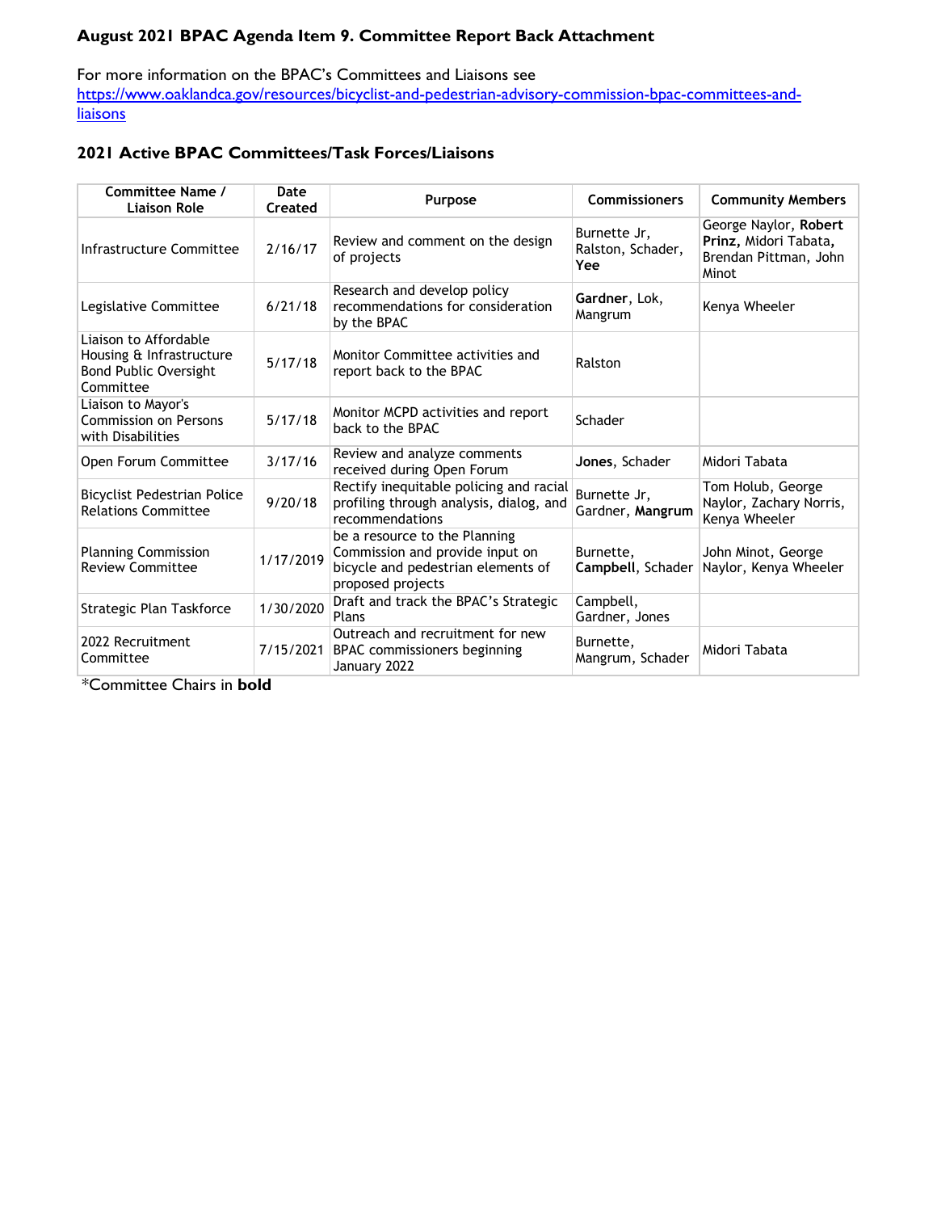**August 2021 BPAC Agenda Item 9. Committee Report Back Attachment**

For more information on the BPAC's Committees and Liaisons see
[https://www.oaklandca.gov/resources/bicyclist-and-pedestrian-advisory-commission-bpac-committees-and-liaisons](https://www.oaklandca.gov/resources/bicyclist-and-pedestrian-advisory-commission-bpac-committees-and-liaisons)

## 2021 Active BPAC Committees/Task Forces/Liaisons

| Committee Name / Liaison Role | Date Created | Purpose | Commissioners | Community Members |
|---|---|---|---|---|
| Infrastructure Committee | 2/16/17 | Review and comment on the design of projects | Burnette Jr, Ralston, Schader, **Yee** | George Naylor, **Robert Prinz,** Midori Tabata, Brendan Pittman, John Minot |
| Legislative Committee | 6/21/18 | Research and develop policy recommendations for consideration by the BPAC | **Gardner**, Lok, Mangrum | Kenya Wheeler |
| Liaison to Affordable Housing & Infrastructure Bond Public Oversight Committee | 5/17/18 | Monitor Committee activities and report back to the BPAC | Ralston | |
| Liaison to Mayor's Commission on Persons with Disabilities | 5/17/18 | Monitor MCPD activities and report back to the BPAC | Schader | |
| Open Forum Committee | 3/17/16 | Review and analyze comments received during Open Forum | **Jones**, Schader | Midori Tabata |
| Bicyclist Pedestrian Police Relations Committee | 9/20/18 | Rectify inequitable policing and racial profiling through analysis, dialog, and recommendations | Burnette Jr, Gardner, **Mangrum** | Tom Holub, George Naylor, Zachary Norris, Kenya Wheeler |
| Planning Commission Review Committee | 1/17/2019 | be a resource to the Planning Commission and provide input on bicycle and pedestrian elements of proposed projects | Burnette, **Campbell**, Schader | John Minot, George Naylor, Kenya Wheeler |
| Strategic Plan Taskforce | 1/30/2020 | Draft and track the BPAC's Strategic Plans | Campbell, Gardner, Jones | |
| 2022 Recruitment Committee | 7/15/2021 | Outreach and recruitment for new BPAC commissioners beginning January 2022 | Burnette, Mangrum, Schader | Midori Tabata |

*Committee Chairs in **bold**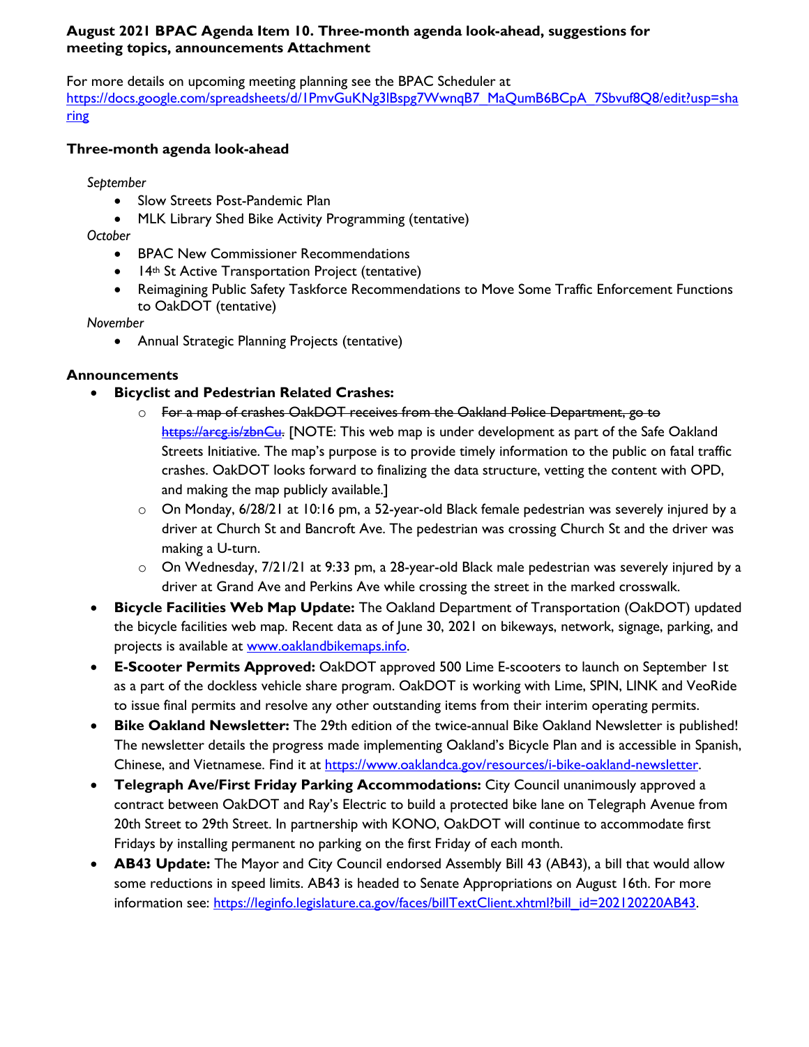**August 2021 BPAC Agenda Item 10. Three-month agenda look-ahead, suggestions for meeting topics, announcements Attachment**

For more details on upcoming meeting planning see the BPAC Scheduler at https://docs.google.com/spreadsheets/d/1PmvGuKNg3lBspg7WwnqB7_MaQumB6BCpA_7Sbvuf8Q8/edit?usp=sharing

**Three-month agenda look-ahead**

*September*

- Slow Streets Post-Pandemic Plan
- MLK Library Shed Bike Activity Programming (tentative)

*October*

- BPAC New Commissioner Recommendations
- 14th St Active Transportation Project (tentative)
- Reimagining Public Safety Taskforce Recommendations to Move Some Traffic Enforcement Functions to OakDOT (tentative)

*November*

- Annual Strategic Planning Projects (tentative)

**Announcements**

- **Bicyclist and Pedestrian Related Crashes:**
  - ~~For a map of crashes OakDOT receives from the Oakland Police Department, go to https://arcg.is/zbnCu.~~ [NOTE: This web map is under development as part of the Safe Oakland Streets Initiative. The map's purpose is to provide timely information to the public on fatal traffic crashes. OakDOT looks forward to finalizing the data structure, vetting the content with OPD, and making the map publicly available.]
  - On Monday, 6/28/21 at 10:16 pm, a 52-year-old Black female pedestrian was severely injured by a driver at Church St and Bancroft Ave. The pedestrian was crossing Church St and the driver was making a U-turn.
  - On Wednesday, 7/21/21 at 9:33 pm, a 28-year-old Black male pedestrian was severely injured by a driver at Grand Ave and Perkins Ave while crossing the street in the marked crosswalk.
- **Bicycle Facilities Web Map Update:** The Oakland Department of Transportation (OakDOT) updated the bicycle facilities web map. Recent data as of June 30, 2021 on bikeways, network, signage, parking, and projects is available at www.oaklandbikemaps.info.
- **E-Scooter Permits Approved:** OakDOT approved 500 Lime E-scooters to launch on September 1st as a part of the dockless vehicle share program. OakDOT is working with Lime, SPIN, LINK and VeoRide to issue final permits and resolve any other outstanding items from their interim operating permits.
- **Bike Oakland Newsletter:** The 29th edition of the twice-annual Bike Oakland Newsletter is published! The newsletter details the progress made implementing Oakland's Bicycle Plan and is accessible in Spanish, Chinese, and Vietnamese. Find it at https://www.oaklandca.gov/resources/i-bike-oakland-newsletter.
- **Telegraph Ave/First Friday Parking Accommodations:** City Council unanimously approved a contract between OakDOT and Ray's Electric to build a protected bike lane on Telegraph Avenue from 20th Street to 29th Street. In partnership with KONO, OakDOT will continue to accommodate first Fridays by installing permanent no parking on the first Friday of each month.
- **AB43 Update:** The Mayor and City Council endorsed Assembly Bill 43 (AB43), a bill that would allow some reductions in speed limits. AB43 is headed to Senate Appropriations on August 16th. For more information see: https://leginfo.legislature.ca.gov/faces/billTextClient.xhtml?bill_id=202120220AB43.